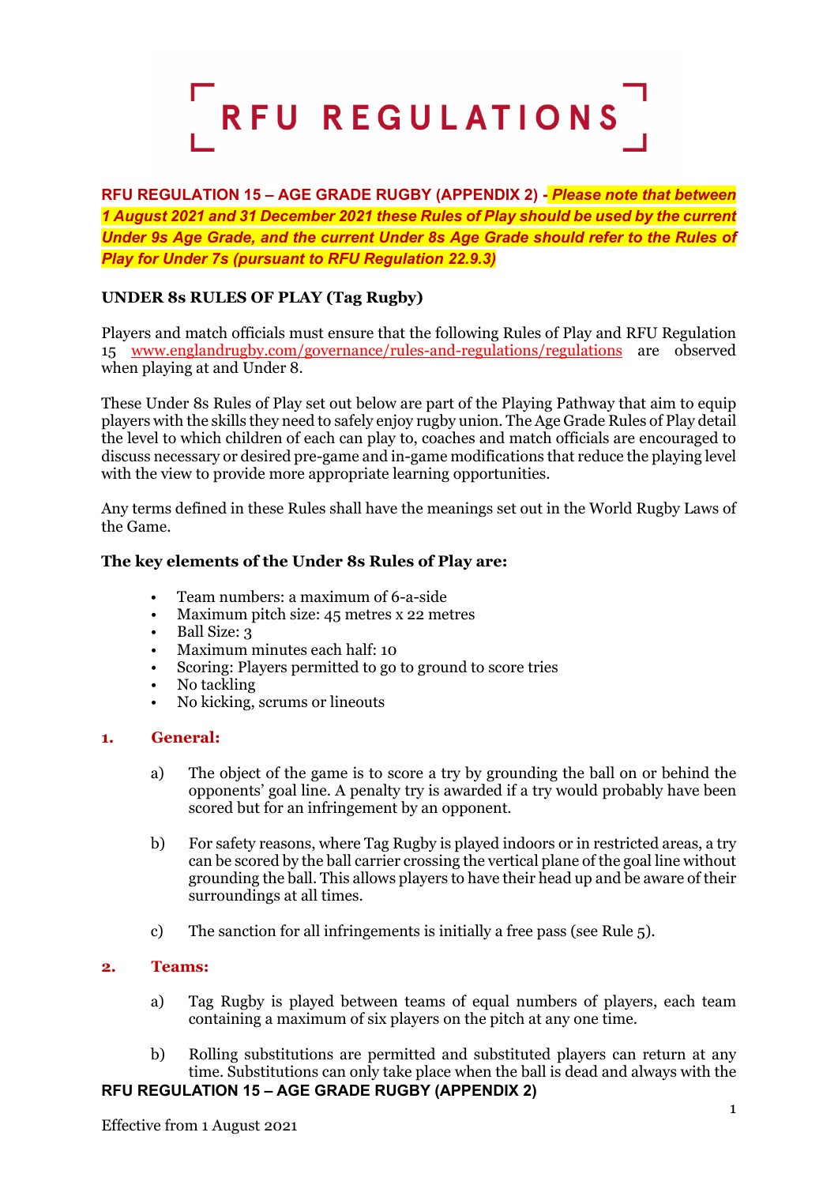# RFU REGULATIONS

**RFU REGULATION 15 – AGE GRADE RUGBY (APPENDIX 2)** - ***Please note that between 1 August 2021 and 31 December 2021 these Rules of Play should be used by the current Under 9s Age Grade, and the current Under 8s Age Grade should refer to the Rules of Play for Under 7s (pursuant to RFU Regulation 22.9.3)***

## UNDER 8s RULES OF PLAY (Tag Rugby)

Players and match officials must ensure that the following Rules of Play and RFU Regulation 15 www.englandrugby.com/governance/rules-and-regulations/regulations are observed when playing at and Under 8.

These Under 8s Rules of Play set out below are part of the Playing Pathway that aim to equip players with the skills they need to safely enjoy rugby union. The Age Grade Rules of Play detail the level to which children of each can play to, coaches and match officials are encouraged to discuss necessary or desired pre-game and in-game modifications that reduce the playing level with the view to provide more appropriate learning opportunities.

Any terms defined in these Rules shall have the meanings set out in the World Rugby Laws of the Game.

### The key elements of the Under 8s Rules of Play are:

- Team numbers: a maximum of 6-a-side
- Maximum pitch size: 45 metres x 22 metres
- Ball Size: 3
- Maximum minutes each half: 10
- Scoring: Players permitted to go to ground to score tries
- No tackling
- No kicking, scrums or lineouts

### 1. General:

a) The object of the game is to score a try by grounding the ball on or behind the opponents' goal line. A penalty try is awarded if a try would probably have been scored but for an infringement by an opponent.

b) For safety reasons, where Tag Rugby is played indoors or in restricted areas, a try can be scored by the ball carrier crossing the vertical plane of the goal line without grounding the ball. This allows players to have their head up and be aware of their surroundings at all times.

c) The sanction for all infringements is initially a free pass (see Rule 5).

### 2. Teams:

a) Tag Rugby is played between teams of equal numbers of players, each team containing a maximum of six players on the pitch at any one time.

b) Rolling substitutions are permitted and substituted players can return at any time. Substitutions can only take place when the ball is dead and always with the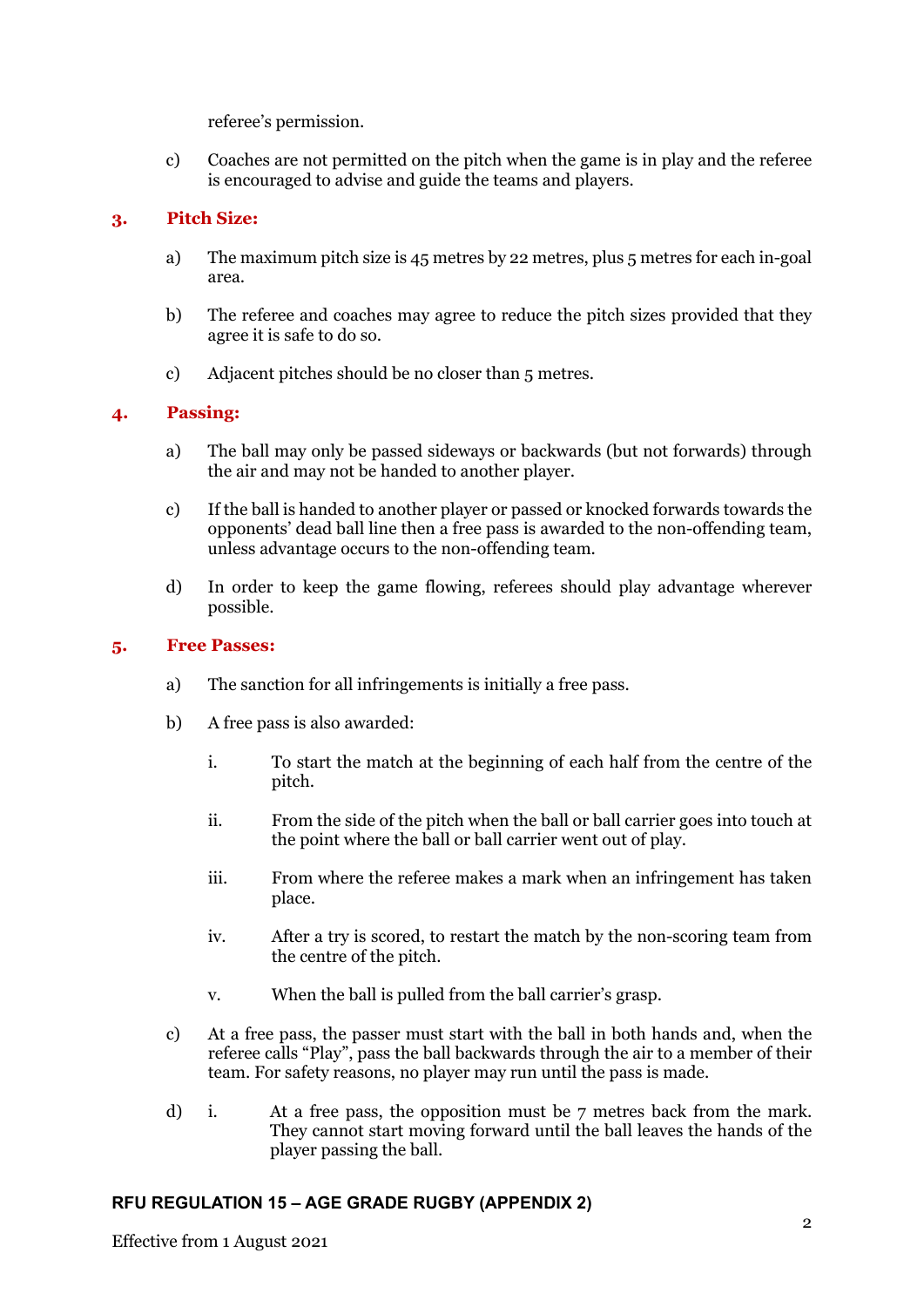referee's permission.

c) Coaches are not permitted on the pitch when the game is in play and the referee is encouraged to advise and guide the teams and players.

## 3. Pitch Size:

a) The maximum pitch size is 45 metres by 22 metres, plus 5 metres for each in-goal area.

b) The referee and coaches may agree to reduce the pitch sizes provided that they agree it is safe to do so.

c) Adjacent pitches should be no closer than 5 metres.

## 4. Passing:

a) The ball may only be passed sideways or backwards (but not forwards) through the air and may not be handed to another player.

c) If the ball is handed to another player or passed or knocked forwards towards the opponents' dead ball line then a free pass is awarded to the non-offending team, unless advantage occurs to the non-offending team.

d) In order to keep the game flowing, referees should play advantage wherever possible.

## 5. Free Passes:

a) The sanction for all infringements is initially a free pass.

b) A free pass is also awarded:

i. To start the match at the beginning of each half from the centre of the pitch.

ii. From the side of the pitch when the ball or ball carrier goes into touch at the point where the ball or ball carrier went out of play.

iii. From where the referee makes a mark when an infringement has taken place.

iv. After a try is scored, to restart the match by the non-scoring team from the centre of the pitch.

v. When the ball is pulled from the ball carrier's grasp.

c) At a free pass, the passer must start with the ball in both hands and, when the referee calls "Play", pass the ball backwards through the air to a member of their team. For safety reasons, no player may run until the pass is made.

d) i. At a free pass, the opposition must be 7 metres back from the mark. They cannot start moving forward until the ball leaves the hands of the player passing the ball.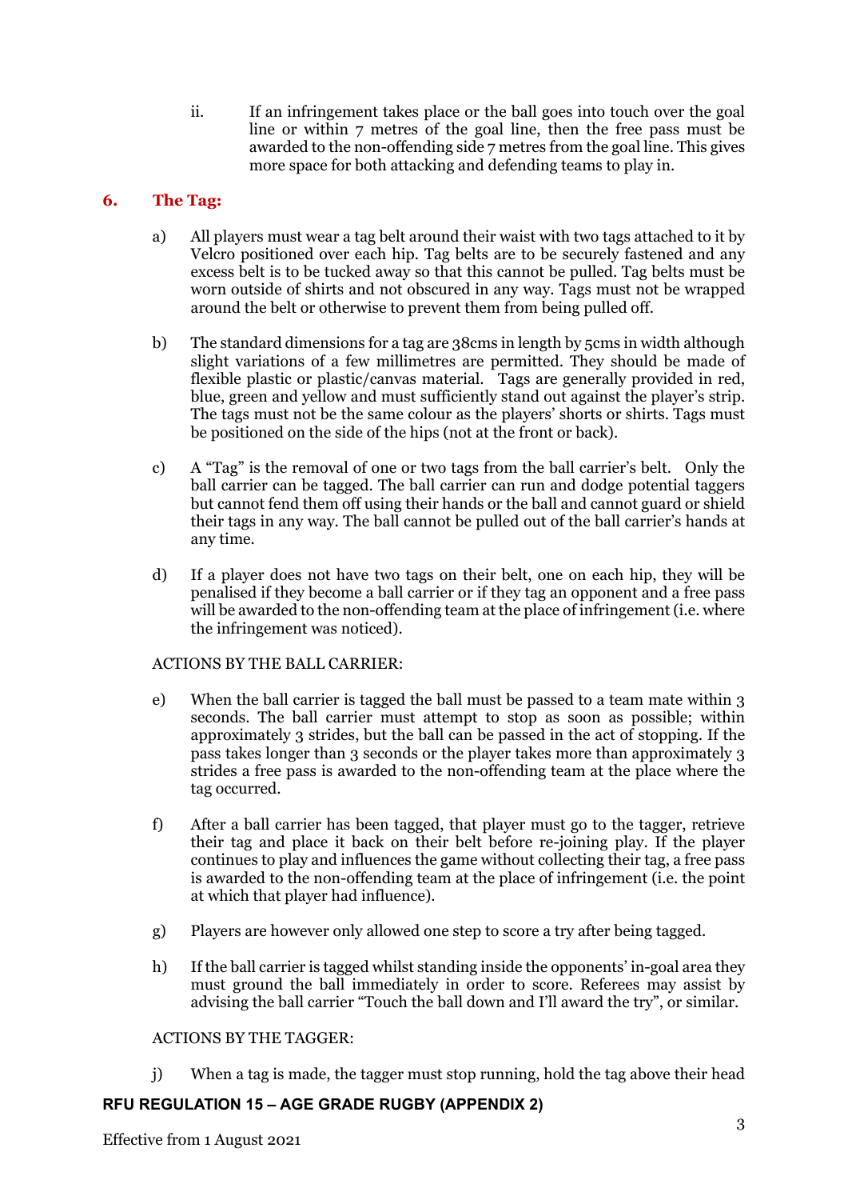ii. If an infringement takes place or the ball goes into touch over the goal line or within 7 metres of the goal line, then the free pass must be awarded to the non-offending side 7 metres from the goal line. This gives more space for both attacking and defending teams to play in.

## 6. The Tag:

a) All players must wear a tag belt around their waist with two tags attached to it by Velcro positioned over each hip. Tag belts are to be securely fastened and any excess belt is to be tucked away so that this cannot be pulled. Tag belts must be worn outside of shirts and not obscured in any way. Tags must not be wrapped around the belt or otherwise to prevent them from being pulled off.

b) The standard dimensions for a tag are 38cms in length by 5cms in width although slight variations of a few millimetres are permitted. They should be made of flexible plastic or plastic/canvas material. Tags are generally provided in red, blue, green and yellow and must sufficiently stand out against the player's strip. The tags must not be the same colour as the players' shorts or shirts. Tags must be positioned on the side of the hips (not at the front or back).

c) A "Tag" is the removal of one or two tags from the ball carrier's belt. Only the ball carrier can be tagged. The ball carrier can run and dodge potential taggers but cannot fend them off using their hands or the ball and cannot guard or shield their tags in any way. The ball cannot be pulled out of the ball carrier's hands at any time.

d) If a player does not have two tags on their belt, one on each hip, they will be penalised if they become a ball carrier or if they tag an opponent and a free pass will be awarded to the non-offending team at the place of infringement (i.e. where the infringement was noticed).

ACTIONS BY THE BALL CARRIER:

e) When the ball carrier is tagged the ball must be passed to a team mate within 3 seconds. The ball carrier must attempt to stop as soon as possible; within approximately 3 strides, but the ball can be passed in the act of stopping. If the pass takes longer than 3 seconds or the player takes more than approximately 3 strides a free pass is awarded to the non-offending team at the place where the tag occurred.

f) After a ball carrier has been tagged, that player must go to the tagger, retrieve their tag and place it back on their belt before re-joining play. If the player continues to play and influences the game without collecting their tag, a free pass is awarded to the non-offending team at the place of infringement (i.e. the point at which that player had influence).

g) Players are however only allowed one step to score a try after being tagged.

h) If the ball carrier is tagged whilst standing inside the opponents' in-goal area they must ground the ball immediately in order to score. Referees may assist by advising the ball carrier "Touch the ball down and I'll award the try", or similar.

ACTIONS BY THE TAGGER:

j) When a tag is made, the tagger must stop running, hold the tag above their head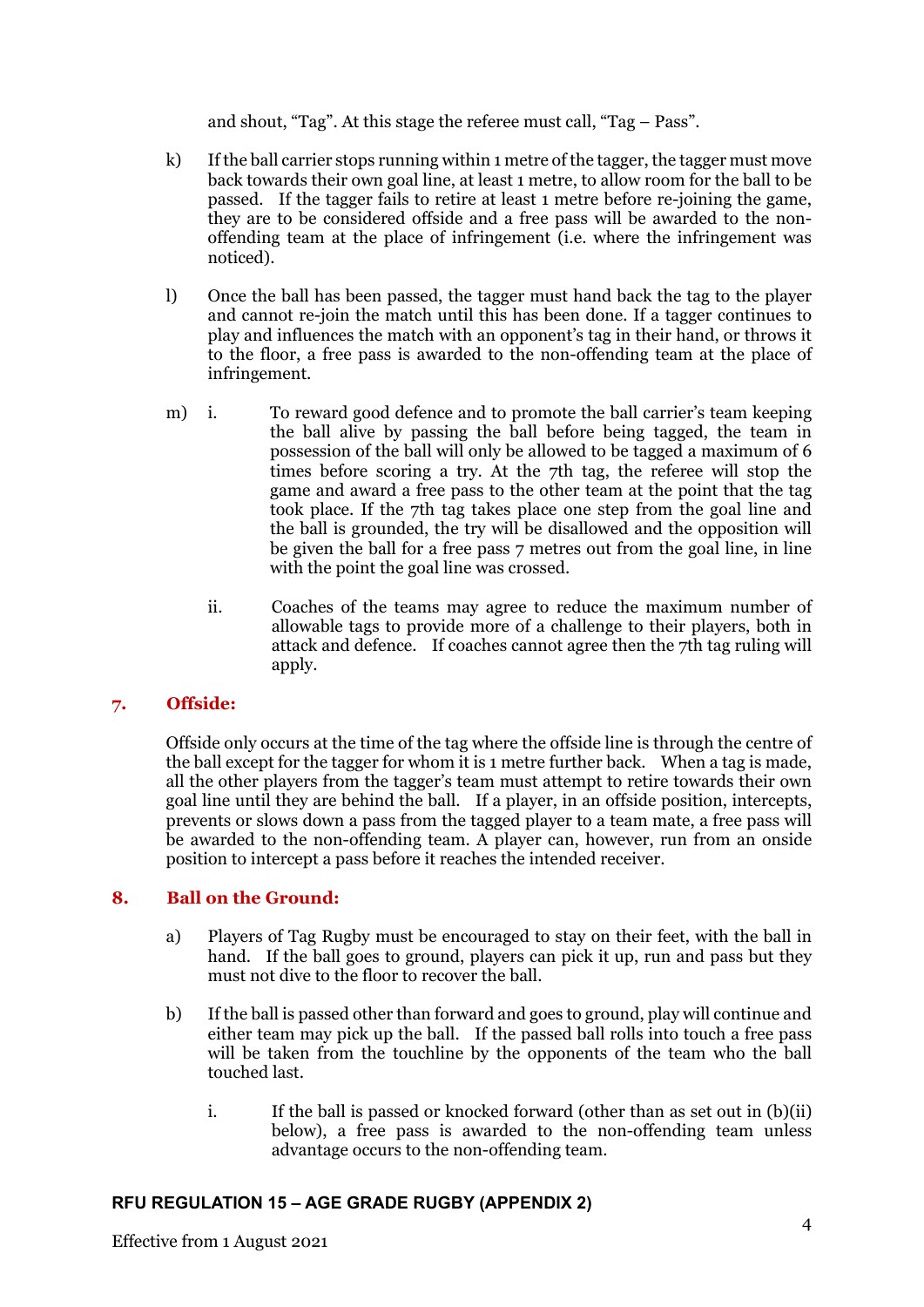and shout, "Tag". At this stage the referee must call, "Tag – Pass".

k) If the ball carrier stops running within 1 metre of the tagger, the tagger must move back towards their own goal line, at least 1 metre, to allow room for the ball to be passed. If the tagger fails to retire at least 1 metre before re-joining the game, they are to be considered offside and a free pass will be awarded to the non-offending team at the place of infringement (i.e. where the infringement was noticed).

l) Once the ball has been passed, the tagger must hand back the tag to the player and cannot re-join the match until this has been done. If a tagger continues to play and influences the match with an opponent's tag in their hand, or throws it to the floor, a free pass is awarded to the non-offending team at the place of infringement.

m) i. To reward good defence and to promote the ball carrier's team keeping the ball alive by passing the ball before being tagged, the team in possession of the ball will only be allowed to be tagged a maximum of 6 times before scoring a try. At the 7th tag, the referee will stop the game and award a free pass to the other team at the point that the tag took place. If the 7th tag takes place one step from the goal line and the ball is grounded, the try will be disallowed and the opposition will be given the ball for a free pass 7 metres out from the goal line, in line with the point the goal line was crossed.

   ii. Coaches of the teams may agree to reduce the maximum number of allowable tags to provide more of a challenge to their players, both in attack and defence. If coaches cannot agree then the 7th tag ruling will apply.

## 7. Offside:

Offside only occurs at the time of the tag where the offside line is through the centre of the ball except for the tagger for whom it is 1 metre further back. When a tag is made, all the other players from the tagger's team must attempt to retire towards their own goal line until they are behind the ball. If a player, in an offside position, intercepts, prevents or slows down a pass from the tagged player to a team mate, a free pass will be awarded to the non-offending team. A player can, however, run from an onside position to intercept a pass before it reaches the intended receiver.

## 8. Ball on the Ground:

a) Players of Tag Rugby must be encouraged to stay on their feet, with the ball in hand. If the ball goes to ground, players can pick it up, run and pass but they must not dive to the floor to recover the ball.

b) If the ball is passed other than forward and goes to ground, play will continue and either team may pick up the ball. If the passed ball rolls into touch a free pass will be taken from the touchline by the opponents of the team who the ball touched last.

   i. If the ball is passed or knocked forward (other than as set out in (b)(ii) below), a free pass is awarded to the non-offending team unless advantage occurs to the non-offending team.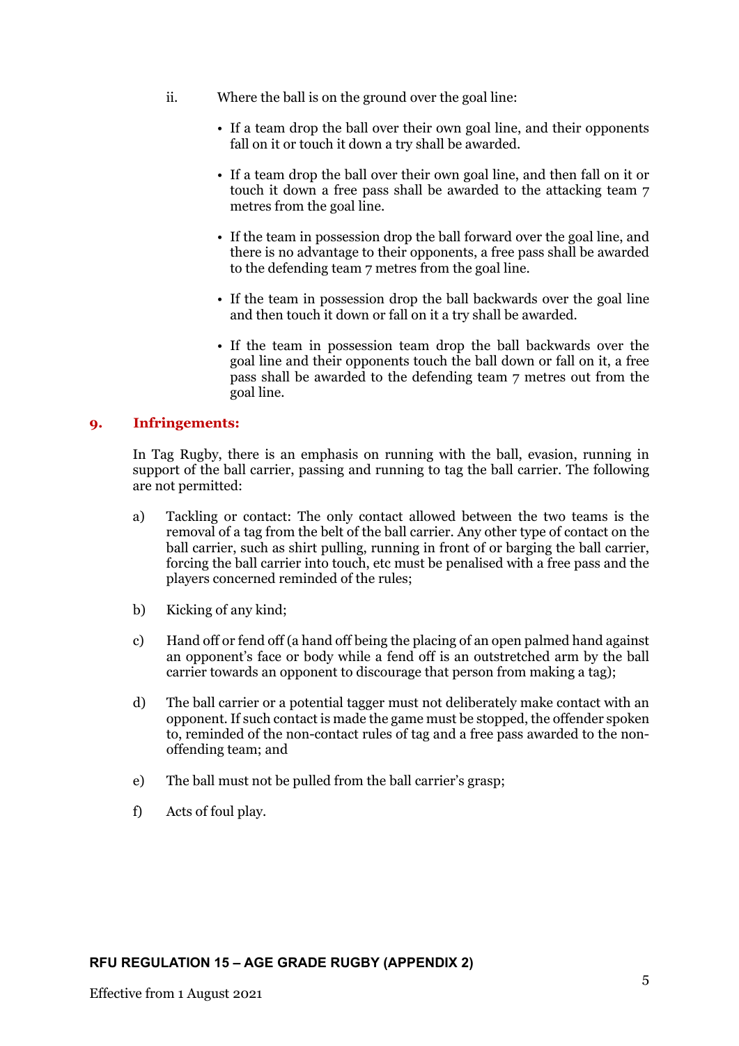ii. Where the ball is on the ground over the goal line:

- If a team drop the ball over their own goal line, and their opponents fall on it or touch it down a try shall be awarded.
- If a team drop the ball over their own goal line, and then fall on it or touch it down a free pass shall be awarded to the attacking team 7 metres from the goal line.
- If the team in possession drop the ball forward over the goal line, and there is no advantage to their opponents, a free pass shall be awarded to the defending team 7 metres from the goal line.
- If the team in possession drop the ball backwards over the goal line and then touch it down or fall on it a try shall be awarded.
- If the team in possession team drop the ball backwards over the goal line and their opponents touch the ball down or fall on it, a free pass shall be awarded to the defending team 7 metres out from the goal line.

## 9. Infringements:

In Tag Rugby, there is an emphasis on running with the ball, evasion, running in support of the ball carrier, passing and running to tag the ball carrier. The following are not permitted:

a) Tackling or contact: The only contact allowed between the two teams is the removal of a tag from the belt of the ball carrier. Any other type of contact on the ball carrier, such as shirt pulling, running in front of or barging the ball carrier, forcing the ball carrier into touch, etc must be penalised with a free pass and the players concerned reminded of the rules;

b) Kicking of any kind;

c) Hand off or fend off (a hand off being the placing of an open palmed hand against an opponent's face or body while a fend off is an outstretched arm by the ball carrier towards an opponent to discourage that person from making a tag);

d) The ball carrier or a potential tagger must not deliberately make contact with an opponent. If such contact is made the game must be stopped, the offender spoken to, reminded of the non-contact rules of tag and a free pass awarded to the non-offending team; and

e) The ball must not be pulled from the ball carrier's grasp;

f) Acts of foul play.